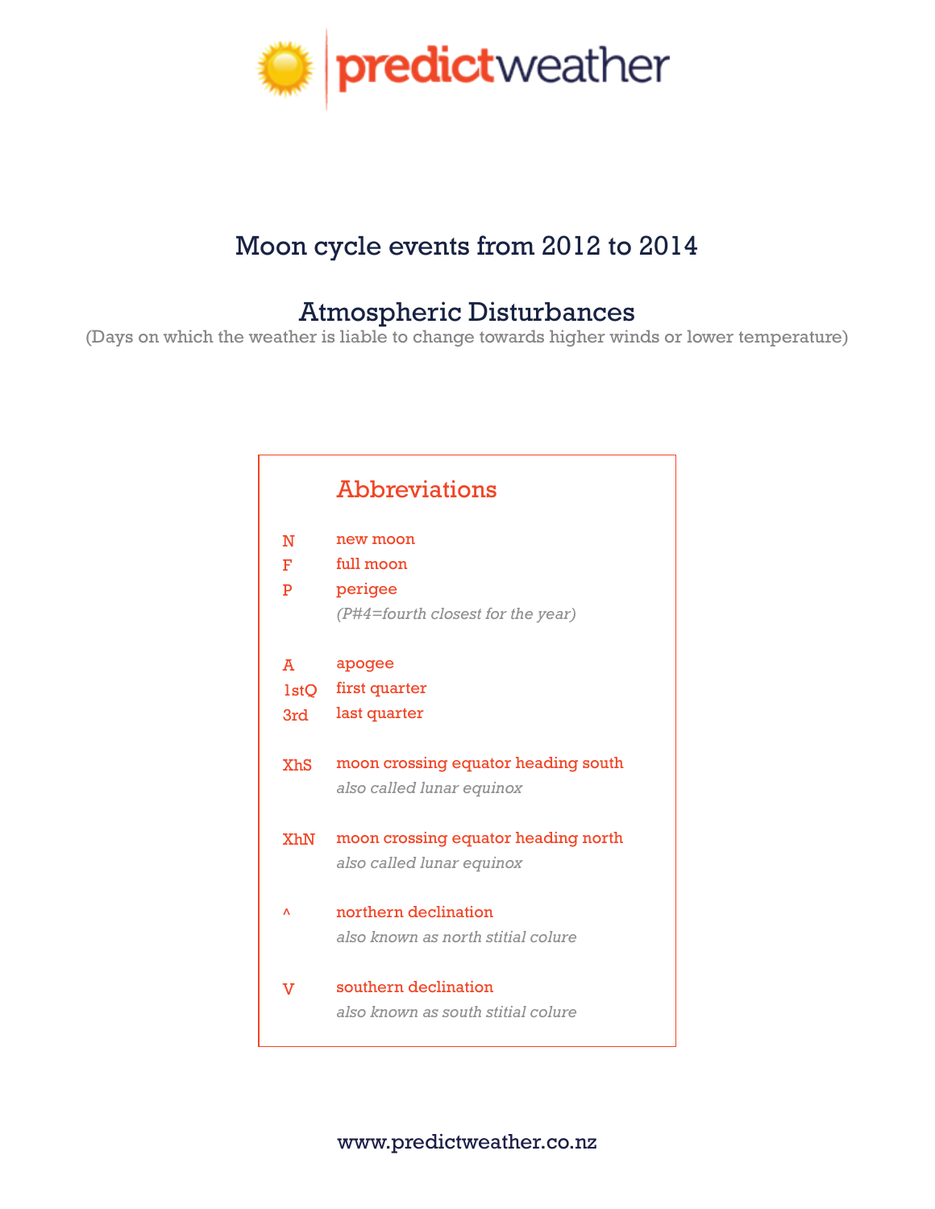predictweather

# Moon cycle events from 2012 to 2014

## Atmospheric Disturbances

(Days on which the weather is liable to change towards higher winds or lower temperature)

### Abbreviations

| | |
|---|---|
| N | new moon |
| F | full moon |
| P | perigee<br>*(P#4=fourth closest for the year)* |
| A | apogee |
| 1stQ | first quarter |
| 3rd | last quarter |
| XhS | moon crossing equator heading south<br>*also called lunar equinox* |
| XhN | moon crossing equator heading north<br>*also called lunar equinox* |
| ^ | northern declination<br>*also known as north stitial colure* |
| V | southern declination<br>*also known as south stitial colure* |

www.predictweather.co.nz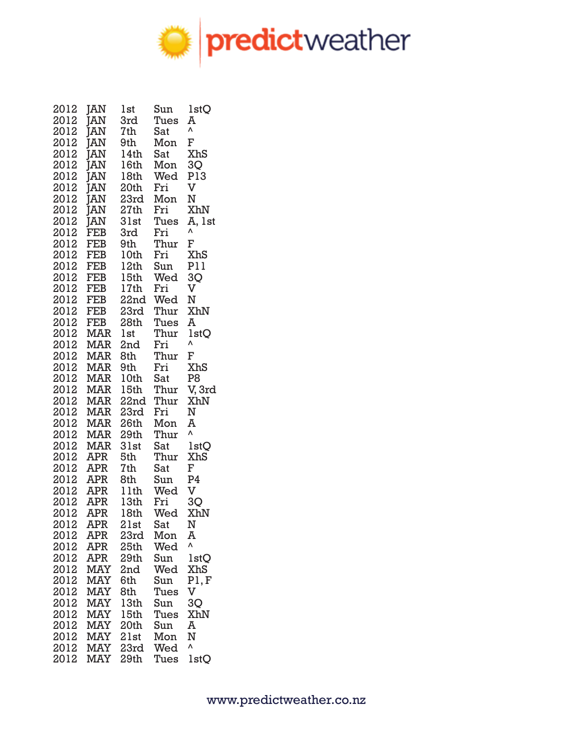# predictweather

| | | | | |
|---|---|---|---|---|
| 2012 | JAN | 1st | Sun | 1stQ |
| 2012 | JAN | 3rd | Tues | A |
| 2012 | JAN | 7th | Sat | ^ |
| 2012 | JAN | 9th | Mon | F |
| 2012 | JAN | 14th | Sat | XhS |
| 2012 | JAN | 16th | Mon | 3Q |
| 2012 | JAN | 18th | Wed | P13 |
| 2012 | JAN | 20th | Fri | V |
| 2012 | JAN | 23rd | Mon | N |
| 2012 | JAN | 27th | Fri | XhN |
| 2012 | JAN | 31st | Tues | A, 1st |
| 2012 | FEB | 3rd | Fri | ^ |
| 2012 | FEB | 9th | Thur | F |
| 2012 | FEB | 10th | Fri | XhS |
| 2012 | FEB | 12th | Sun | P11 |
| 2012 | FEB | 15th | Wed | 3Q |
| 2012 | FEB | 17th | Fri | V |
| 2012 | FEB | 22nd | Wed | N |
| 2012 | FEB | 23rd | Thur | XhN |
| 2012 | FEB | 28th | Tues | A |
| 2012 | MAR | 1st | Thur | 1stQ |
| 2012 | MAR | 2nd | Fri | ^ |
| 2012 | MAR | 8th | Thur | F |
| 2012 | MAR | 9th | Fri | XhS |
| 2012 | MAR | 10th | Sat | P8 |
| 2012 | MAR | 15th | Thur | V, 3rd |
| 2012 | MAR | 22nd | Thur | XhN |
| 2012 | MAR | 23rd | Fri | N |
| 2012 | MAR | 26th | Mon | A |
| 2012 | MAR | 29th | Thur | ^ |
| 2012 | MAR | 31st | Sat | 1stQ |
| 2012 | APR | 5th | Thur | XhS |
| 2012 | APR | 7th | Sat | F |
| 2012 | APR | 8th | Sun | P4 |
| 2012 | APR | 11th | Wed | V |
| 2012 | APR | 13th | Fri | 3Q |
| 2012 | APR | 18th | Wed | XhN |
| 2012 | APR | 21st | Sat | N |
| 2012 | APR | 23rd | Mon | A |
| 2012 | APR | 25th | Wed | ^ |
| 2012 | APR | 29th | Sun | 1stQ |
| 2012 | MAY | 2nd | Wed | XhS |
| 2012 | MAY | 6th | Sun | P1, F |
| 2012 | MAY | 8th | Tues | V |
| 2012 | MAY | 13th | Sun | 3Q |
| 2012 | MAY | 15th | Tues | XhN |
| 2012 | MAY | 20th | Sun | A |
| 2012 | MAY | 21st | Mon | N |
| 2012 | MAY | 23rd | Wed | ^ |
| 2012 | MAY | 29th | Tues | 1stQ |

www.predictweather.co.nz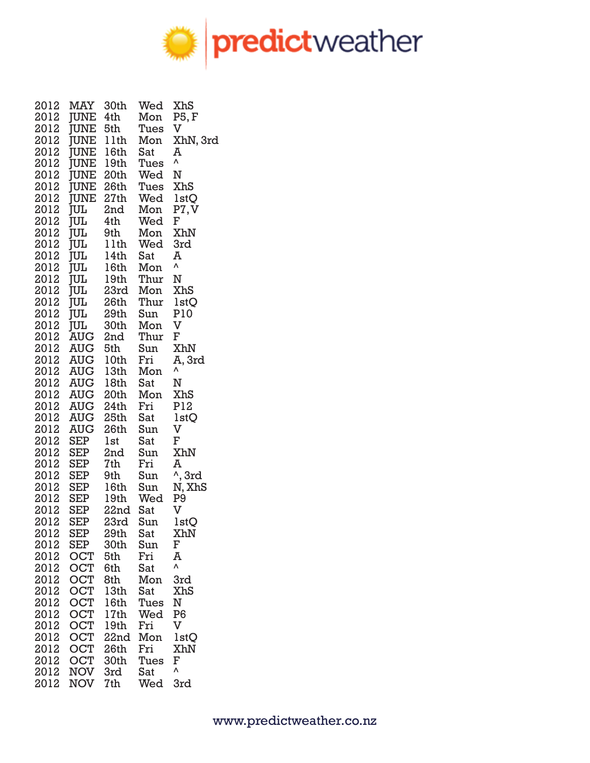| | | | | |
|---|---|---|---|---|
| 2012 | MAY | 30th | Wed | XhS |
| 2012 | JUNE | 4th | Mon | P5, F |
| 2012 | JUNE | 5th | Tues | V |
| 2012 | JUNE | 11th | Mon | XhN, 3rd |
| 2012 | JUNE | 16th | Sat | A |
| 2012 | JUNE | 19th | Tues | ^ |
| 2012 | JUNE | 20th | Wed | N |
| 2012 | JUNE | 26th | Tues | XhS |
| 2012 | JUNE | 27th | Wed | 1stQ |
| 2012 | JUL | 2nd | Mon | P7, V |
| 2012 | JUL | 4th | Wed | F |
| 2012 | JUL | 9th | Mon | XhN |
| 2012 | JUL | 11th | Wed | 3rd |
| 2012 | JUL | 14th | Sat | A |
| 2012 | JUL | 16th | Mon | ^ |
| 2012 | JUL | 19th | Thur | N |
| 2012 | JUL | 23rd | Mon | XhS |
| 2012 | JUL | 26th | Thur | 1stQ |
| 2012 | JUL | 29th | Sun | P10 |
| 2012 | JUL | 30th | Mon | V |
| 2012 | AUG | 2nd | Thur | F |
| 2012 | AUG | 5th | Sun | XhN |
| 2012 | AUG | 10th | Fri | A, 3rd |
| 2012 | AUG | 13th | Mon | ^ |
| 2012 | AUG | 18th | Sat | N |
| 2012 | AUG | 20th | Mon | XhS |
| 2012 | AUG | 24th | Fri | P12 |
| 2012 | AUG | 25th | Sat | 1stQ |
| 2012 | AUG | 26th | Sun | V |
| 2012 | SEP | 1st | Sat | F |
| 2012 | SEP | 2nd | Sun | XhN |
| 2012 | SEP | 7th | Fri | A |
| 2012 | SEP | 9th | Sun | ^, 3rd |
| 2012 | SEP | 16th | Sun | N, XhS |
| 2012 | SEP | 19th | Wed | P9 |
| 2012 | SEP | 22nd | Sat | V |
| 2012 | SEP | 23rd | Sun | 1stQ |
| 2012 | SEP | 29th | Sat | XhN |
| 2012 | SEP | 30th | Sun | F |
| 2012 | OCT | 5th | Fri | A |
| 2012 | OCT | 6th | Sat | ^ |
| 2012 | OCT | 8th | Mon | 3rd |
| 2012 | OCT | 13th | Sat | XhS |
| 2012 | OCT | 16th | Tues | N |
| 2012 | OCT | 17th | Wed | P6 |
| 2012 | OCT | 19th | Fri | V |
| 2012 | OCT | 22nd | Mon | 1stQ |
| 2012 | OCT | 26th | Fri | XhN |
| 2012 | OCT | 30th | Tues | F |
| 2012 | NOV | 3rd | Sat | ^ |
| 2012 | NOV | 7th | Wed | 3rd |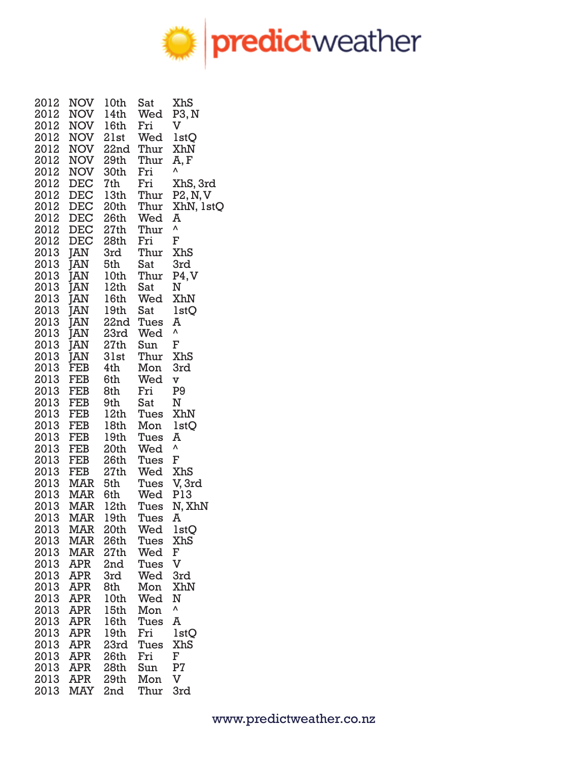| | | | | |
|---|---|---|---|---|
| 2012 | NOV | 10th | Sat | XhS |
| 2012 | NOV | 14th | Wed | P3, N |
| 2012 | NOV | 16th | Fri | V |
| 2012 | NOV | 21st | Wed | 1stQ |
| 2012 | NOV | 22nd | Thur | XhN |
| 2012 | NOV | 29th | Thur | A, F |
| 2012 | NOV | 30th | Fri | ^ |
| 2012 | DEC | 7th | Fri | XhS, 3rd |
| 2012 | DEC | 13th | Thur | P2, N, V |
| 2012 | DEC | 20th | Thur | XhN, 1stQ |
| 2012 | DEC | 26th | Wed | A |
| 2012 | DEC | 27th | Thur | ^ |
| 2012 | DEC | 28th | Fri | F |
| 2013 | JAN | 3rd | Thur | XhS |
| 2013 | JAN | 5th | Sat | 3rd |
| 2013 | JAN | 10th | Thur | P4, V |
| 2013 | JAN | 12th | Sat | N |
| 2013 | JAN | 16th | Wed | XhN |
| 2013 | JAN | 19th | Sat | 1stQ |
| 2013 | JAN | 22nd | Tues | A |
| 2013 | JAN | 23rd | Wed | ^ |
| 2013 | JAN | 27th | Sun | F |
| 2013 | JAN | 31st | Thur | XhS |
| 2013 | FEB | 4th | Mon | 3rd |
| 2013 | FEB | 6th | Wed | v |
| 2013 | FEB | 8th | Fri | P9 |
| 2013 | FEB | 9th | Sat | N |
| 2013 | FEB | 12th | Tues | XhN |
| 2013 | FEB | 18th | Mon | 1stQ |
| 2013 | FEB | 19th | Tues | A |
| 2013 | FEB | 20th | Wed | ^ |
| 2013 | FEB | 26th | Tues | F |
| 2013 | FEB | 27th | Wed | XhS |
| 2013 | MAR | 5th | Tues | V, 3rd |
| 2013 | MAR | 6th | Wed | P13 |
| 2013 | MAR | 12th | Tues | N, XhN |
| 2013 | MAR | 19th | Tues | A |
| 2013 | MAR | 20th | Wed | 1stQ |
| 2013 | MAR | 26th | Tues | XhS |
| 2013 | MAR | 27th | Wed | F |
| 2013 | APR | 2nd | Tues | V |
| 2013 | APR | 3rd | Wed | 3rd |
| 2013 | APR | 8th | Mon | XhN |
| 2013 | APR | 10th | Wed | N |
| 2013 | APR | 15th | Mon | ^ |
| 2013 | APR | 16th | Tues | A |
| 2013 | APR | 19th | Fri | 1stQ |
| 2013 | APR | 23rd | Tues | XhS |
| 2013 | APR | 26th | Fri | F |
| 2013 | APR | 28th | Sun | P7 |
| 2013 | APR | 29th | Mon | V |
| 2013 | MAY | 2nd | Thur | 3rd |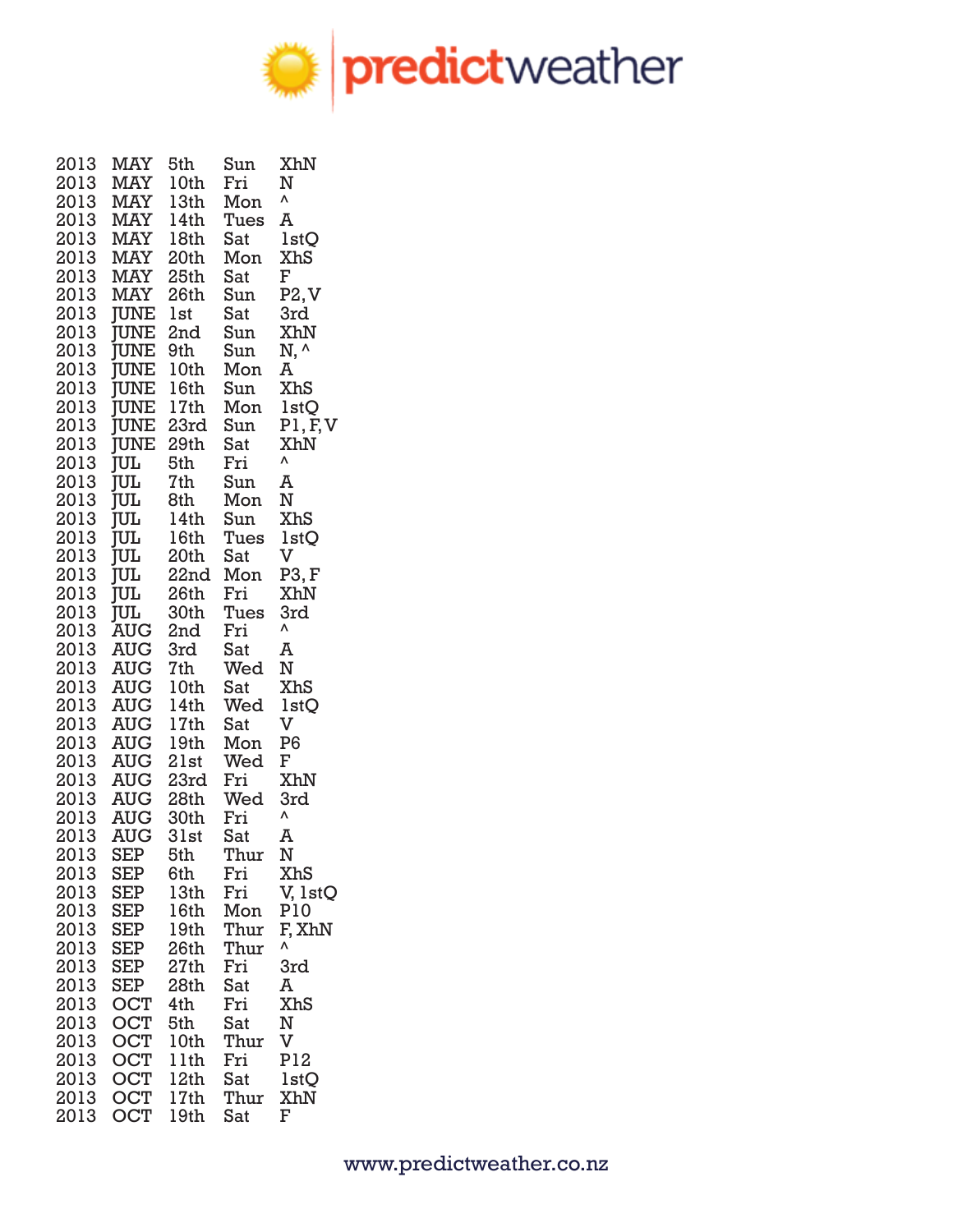predictweather

| | | | | |
|---|---|---|---|---|
| 2013 | MAY | 5th | Sun | XhN |
| 2013 | MAY | 10th | Fri | N |
| 2013 | MAY | 13th | Mon | ^ |
| 2013 | MAY | 14th | Tues | A |
| 2013 | MAY | 18th | Sat | 1stQ |
| 2013 | MAY | 20th | Mon | XhS |
| 2013 | MAY | 25th | Sat | F |
| 2013 | MAY | 26th | Sun | P2, V |
| 2013 | JUNE | 1st | Sat | 3rd |
| 2013 | JUNE | 2nd | Sun | XhN |
| 2013 | JUNE | 9th | Sun | N, ^ |
| 2013 | JUNE | 10th | Mon | A |
| 2013 | JUNE | 16th | Sun | XhS |
| 2013 | JUNE | 17th | Mon | 1stQ |
| 2013 | JUNE | 23rd | Sun | P1, F, V |
| 2013 | JUNE | 29th | Sat | XhN |
| 2013 | JUL | 5th | Fri | ^ |
| 2013 | JUL | 7th | Sun | A |
| 2013 | JUL | 8th | Mon | N |
| 2013 | JUL | 14th | Sun | XhS |
| 2013 | JUL | 16th | Tues | 1stQ |
| 2013 | JUL | 20th | Sat | V |
| 2013 | JUL | 22nd | Mon | P3, F |
| 2013 | JUL | 26th | Fri | XhN |
| 2013 | JUL | 30th | Tues | 3rd |
| 2013 | AUG | 2nd | Fri | ^ |
| 2013 | AUG | 3rd | Sat | A |
| 2013 | AUG | 7th | Wed | N |
| 2013 | AUG | 10th | Sat | XhS |
| 2013 | AUG | 14th | Wed | 1stQ |
| 2013 | AUG | 17th | Sat | V |
| 2013 | AUG | 19th | Mon | P6 |
| 2013 | AUG | 21st | Wed | F |
| 2013 | AUG | 23rd | Fri | XhN |
| 2013 | AUG | 28th | Wed | 3rd |
| 2013 | AUG | 30th | Fri | ^ |
| 2013 | AUG | 31st | Sat | A |
| 2013 | SEP | 5th | Thur | N |
| 2013 | SEP | 6th | Fri | XhS |
| 2013 | SEP | 13th | Fri | V, 1stQ |
| 2013 | SEP | 16th | Mon | P10 |
| 2013 | SEP | 19th | Thur | F, XhN |
| 2013 | SEP | 26th | Thur | ^ |
| 2013 | SEP | 27th | Fri | 3rd |
| 2013 | SEP | 28th | Sat | A |
| 2013 | OCT | 4th | Fri | XhS |
| 2013 | OCT | 5th | Sat | N |
| 2013 | OCT | 10th | Thur | V |
| 2013 | OCT | 11th | Fri | P12 |
| 2013 | OCT | 12th | Sat | 1stQ |
| 2013 | OCT | 17th | Thur | XhN |
| 2013 | OCT | 19th | Sat | F |

www.predictweather.co.nz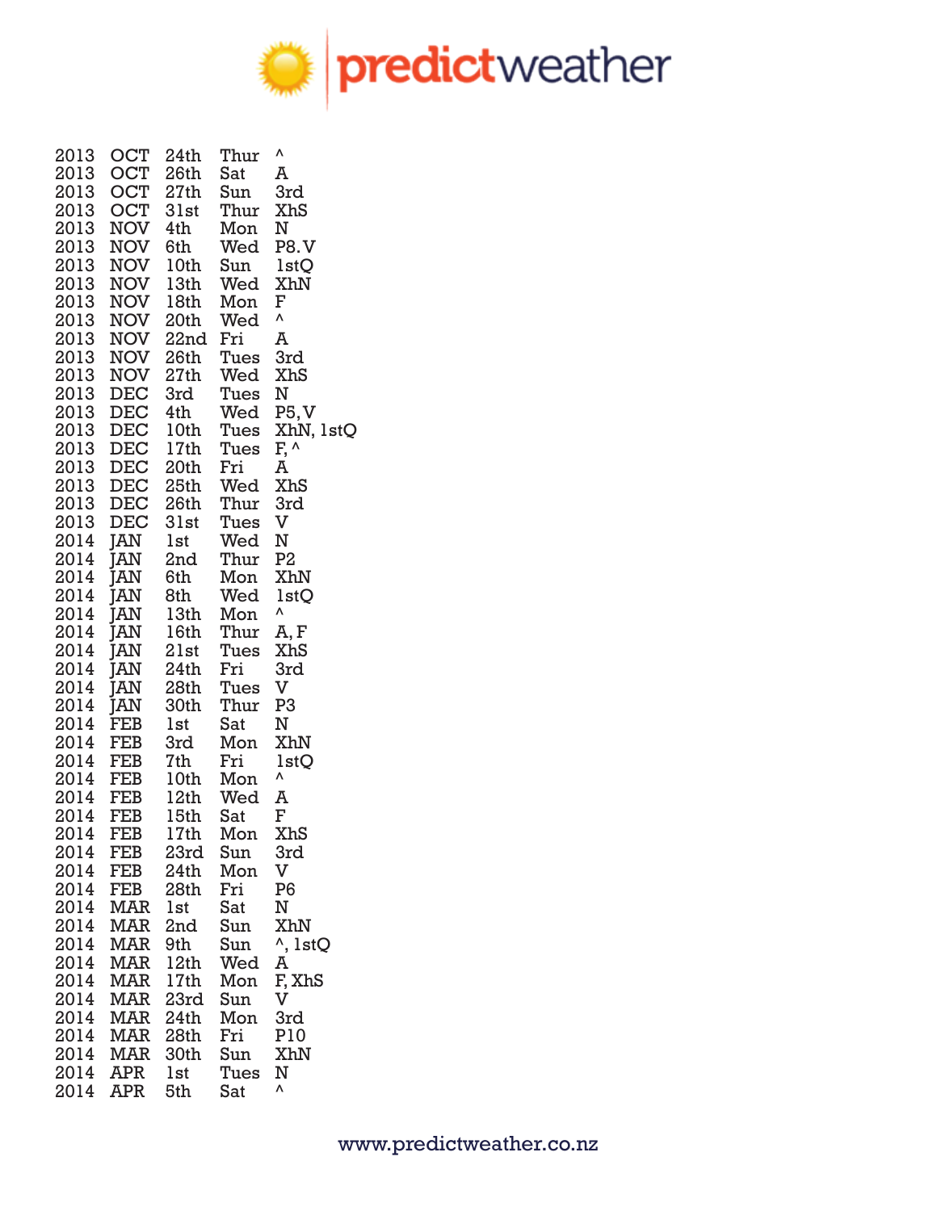| | | | | |
|---|---|---|---|---|
| 2013 | OCT | 24th | Thur | ^ |
| 2013 | OCT | 26th | Sat | A |
| 2013 | OCT | 27th | Sun | 3rd |
| 2013 | OCT | 31st | Thur | XhS |
| 2013 | NOV | 4th | Mon | N |
| 2013 | NOV | 6th | Wed | P8. V |
| 2013 | NOV | 10th | Sun | 1stQ |
| 2013 | NOV | 13th | Wed | XhN |
| 2013 | NOV | 18th | Mon | F |
| 2013 | NOV | 20th | Wed | ^ |
| 2013 | NOV | 22nd | Fri | A |
| 2013 | NOV | 26th | Tues | 3rd |
| 2013 | NOV | 27th | Wed | XhS |
| 2013 | DEC | 3rd | Tues | N |
| 2013 | DEC | 4th | Wed | P5, V |
| 2013 | DEC | 10th | Tues | XhN, 1stQ |
| 2013 | DEC | 17th | Tues | F, ^ |
| 2013 | DEC | 20th | Fri | A |
| 2013 | DEC | 25th | Wed | XhS |
| 2013 | DEC | 26th | Thur | 3rd |
| 2013 | DEC | 31st | Tues | V |
| 2014 | JAN | 1st | Wed | N |
| 2014 | JAN | 2nd | Thur | P2 |
| 2014 | JAN | 6th | Mon | XhN |
| 2014 | JAN | 8th | Wed | 1stQ |
| 2014 | JAN | 13th | Mon | ^ |
| 2014 | JAN | 16th | Thur | A, F |
| 2014 | JAN | 21st | Tues | XhS |
| 2014 | JAN | 24th | Fri | 3rd |
| 2014 | JAN | 28th | Tues | V |
| 2014 | JAN | 30th | Thur | P3 |
| 2014 | FEB | 1st | Sat | N |
| 2014 | FEB | 3rd | Mon | XhN |
| 2014 | FEB | 7th | Fri | 1stQ |
| 2014 | FEB | 10th | Mon | ^ |
| 2014 | FEB | 12th | Wed | A |
| 2014 | FEB | 15th | Sat | F |
| 2014 | FEB | 17th | Mon | XhS |
| 2014 | FEB | 23rd | Sun | 3rd |
| 2014 | FEB | 24th | Mon | V |
| 2014 | FEB | 28th | Fri | P6 |
| 2014 | MAR | 1st | Sat | N |
| 2014 | MAR | 2nd | Sun | XhN |
| 2014 | MAR | 9th | Sun | ^, 1stQ |
| 2014 | MAR | 12th | Wed | A |
| 2014 | MAR | 17th | Mon | F, XhS |
| 2014 | MAR | 23rd | Sun | V |
| 2014 | MAR | 24th | Mon | 3rd |
| 2014 | MAR | 28th | Fri | P10 |
| 2014 | MAR | 30th | Sun | XhN |
| 2014 | APR | 1st | Tues | N |
| 2014 | APR | 5th | Sat | ^ |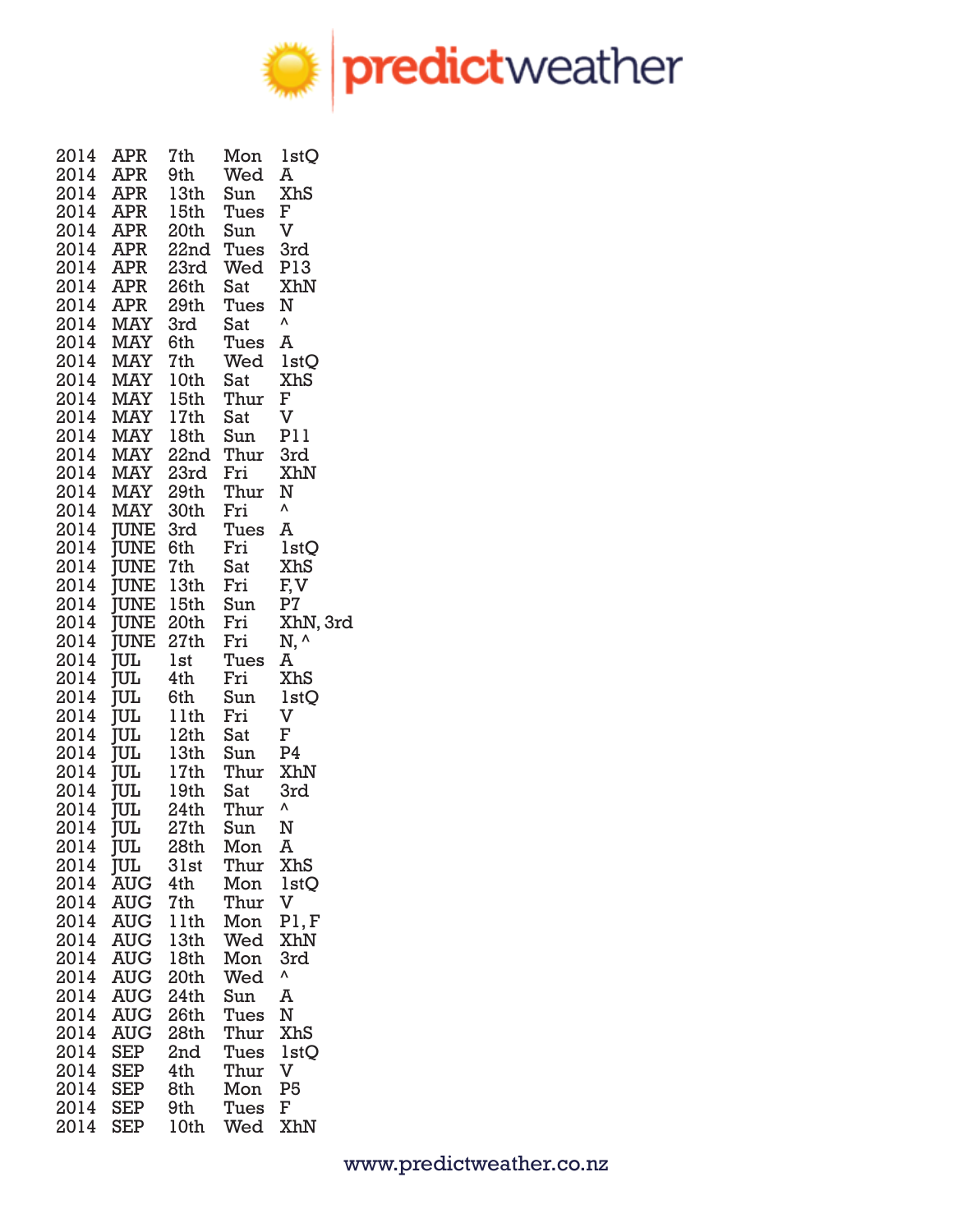| | | | | |
|---|---|---|---|---|
| 2014 | APR | 7th | Mon | 1stQ |
| 2014 | APR | 9th | Wed | A |
| 2014 | APR | 13th | Sun | XhS |
| 2014 | APR | 15th | Tues | F |
| 2014 | APR | 20th | Sun | V |
| 2014 | APR | 22nd | Tues | 3rd |
| 2014 | APR | 23rd | Wed | P13 |
| 2014 | APR | 26th | Sat | XhN |
| 2014 | APR | 29th | Tues | N |
| 2014 | MAY | 3rd | Sat | ^ |
| 2014 | MAY | 6th | Tues | A |
| 2014 | MAY | 7th | Wed | 1stQ |
| 2014 | MAY | 10th | Sat | XhS |
| 2014 | MAY | 15th | Thur | F |
| 2014 | MAY | 17th | Sat | V |
| 2014 | MAY | 18th | Sun | P11 |
| 2014 | MAY | 22nd | Thur | 3rd |
| 2014 | MAY | 23rd | Fri | XhN |
| 2014 | MAY | 29th | Thur | N |
| 2014 | MAY | 30th | Fri | ^ |
| 2014 | JUNE | 3rd | Tues | A |
| 2014 | JUNE | 6th | Fri | 1stQ |
| 2014 | JUNE | 7th | Sat | XhS |
| 2014 | JUNE | 13th | Fri | F, V |
| 2014 | JUNE | 15th | Sun | P7 |
| 2014 | JUNE | 20th | Fri | XhN, 3rd |
| 2014 | JUNE | 27th | Fri | N, ^ |
| 2014 | JUL | 1st | Tues | A |
| 2014 | JUL | 4th | Fri | XhS |
| 2014 | JUL | 6th | Sun | 1stQ |
| 2014 | JUL | 11th | Fri | V |
| 2014 | JUL | 12th | Sat | F |
| 2014 | JUL | 13th | Sun | P4 |
| 2014 | JUL | 17th | Thur | XhN |
| 2014 | JUL | 19th | Sat | 3rd |
| 2014 | JUL | 24th | Thur | ^ |
| 2014 | JUL | 27th | Sun | N |
| 2014 | JUL | 28th | Mon | A |
| 2014 | JUL | 31st | Thur | XhS |
| 2014 | AUG | 4th | Mon | 1stQ |
| 2014 | AUG | 7th | Thur | V |
| 2014 | AUG | 11th | Mon | P1, F |
| 2014 | AUG | 13th | Wed | XhN |
| 2014 | AUG | 18th | Mon | 3rd |
| 2014 | AUG | 20th | Wed | ^ |
| 2014 | AUG | 24th | Sun | A |
| 2014 | AUG | 26th | Tues | N |
| 2014 | AUG | 28th | Thur | XhS |
| 2014 | SEP | 2nd | Tues | 1stQ |
| 2014 | SEP | 4th | Thur | V |
| 2014 | SEP | 8th | Mon | P5 |
| 2014 | SEP | 9th | Tues | F |
| 2014 | SEP | 10th | Wed | XhN |

www.predictweather.co.nz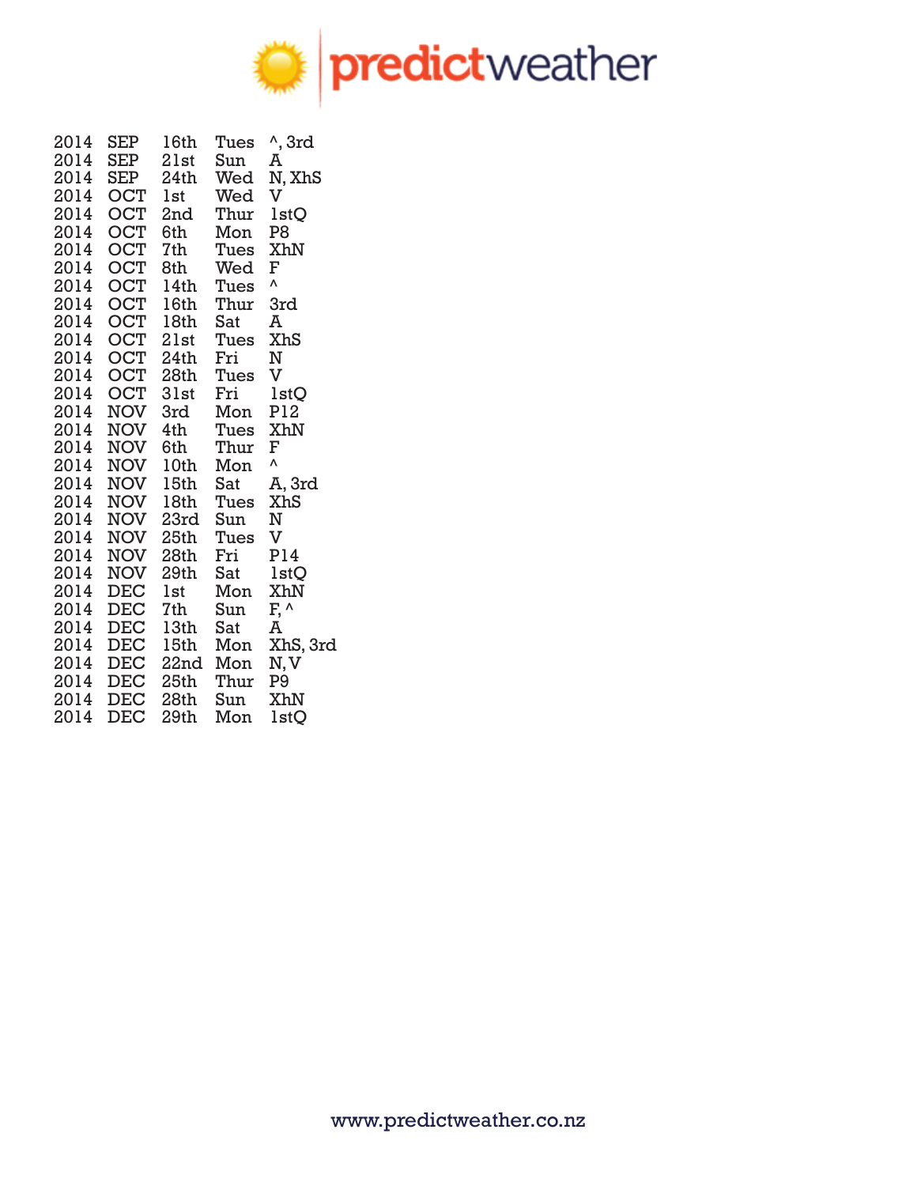| | | | | |
|---|---|---|---|---|
| 2014 | SEP | 16th | Tues | ^, 3rd |
| 2014 | SEP | 21st | Sun | A |
| 2014 | SEP | 24th | Wed | N, XhS |
| 2014 | OCT | 1st | Wed | V |
| 2014 | OCT | 2nd | Thur | 1stQ |
| 2014 | OCT | 6th | Mon | P8 |
| 2014 | OCT | 7th | Tues | XhN |
| 2014 | OCT | 8th | Wed | F |
| 2014 | OCT | 14th | Tues | ^ |
| 2014 | OCT | 16th | Thur | 3rd |
| 2014 | OCT | 18th | Sat | A |
| 2014 | OCT | 21st | Tues | XhS |
| 2014 | OCT | 24th | Fri | N |
| 2014 | OCT | 28th | Tues | V |
| 2014 | OCT | 31st | Fri | 1stQ |
| 2014 | NOV | 3rd | Mon | P12 |
| 2014 | NOV | 4th | Tues | XhN |
| 2014 | NOV | 6th | Thur | F |
| 2014 | NOV | 10th | Mon | ^ |
| 2014 | NOV | 15th | Sat | A, 3rd |
| 2014 | NOV | 18th | Tues | XhS |
| 2014 | NOV | 23rd | Sun | N |
| 2014 | NOV | 25th | Tues | V |
| 2014 | NOV | 28th | Fri | P14 |
| 2014 | NOV | 29th | Sat | 1stQ |
| 2014 | DEC | 1st | Mon | XhN |
| 2014 | DEC | 7th | Sun | F, ^ |
| 2014 | DEC | 13th | Sat | A |
| 2014 | DEC | 15th | Mon | XhS, 3rd |
| 2014 | DEC | 22nd | Mon | N, V |
| 2014 | DEC | 25th | Thur | P9 |
| 2014 | DEC | 28th | Sun | XhN |
| 2014 | DEC | 29th | Mon | 1stQ |